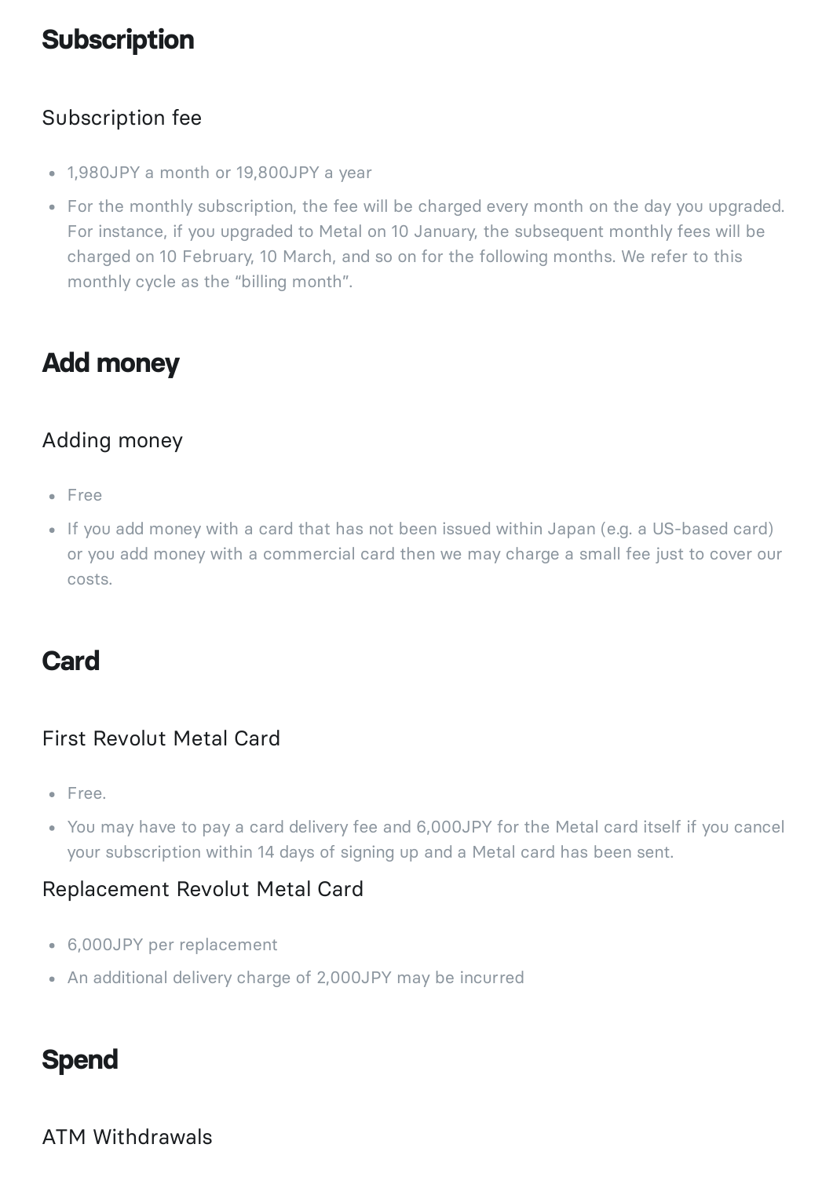## Subscription

### Subscription fee

- 1,980JPY a month or 19,800JPY a year
- For the monthly subscription, the fee will be charged every month on the day you upgraded. For instance, if you upgraded to Metal on 10 January, the subsequent monthly fees will be charged on 10 February, 10 March, and so on for the following months. We refer to this monthly cycle as the "billing month".

## Add money

### Adding money

- Free
- If you add money with a card that has not been issued within Japan (e.g. a US-based card) or you add money with a commercial card then we may charge a small fee just to cover our costs.

## Card

### First Revolut Metal Card

- Free.
- You may have to pay a card delivery fee and 6,000JPY for the Metal card itself if you cancel your subscription within 14 days of signing up and a Metal card has been sent.

### Replacement Revolut Metal Card

- 6,000JPY per replacement
- An additional delivery charge of 2,000JPY may be incurred

## Spend

### ATM Withdrawals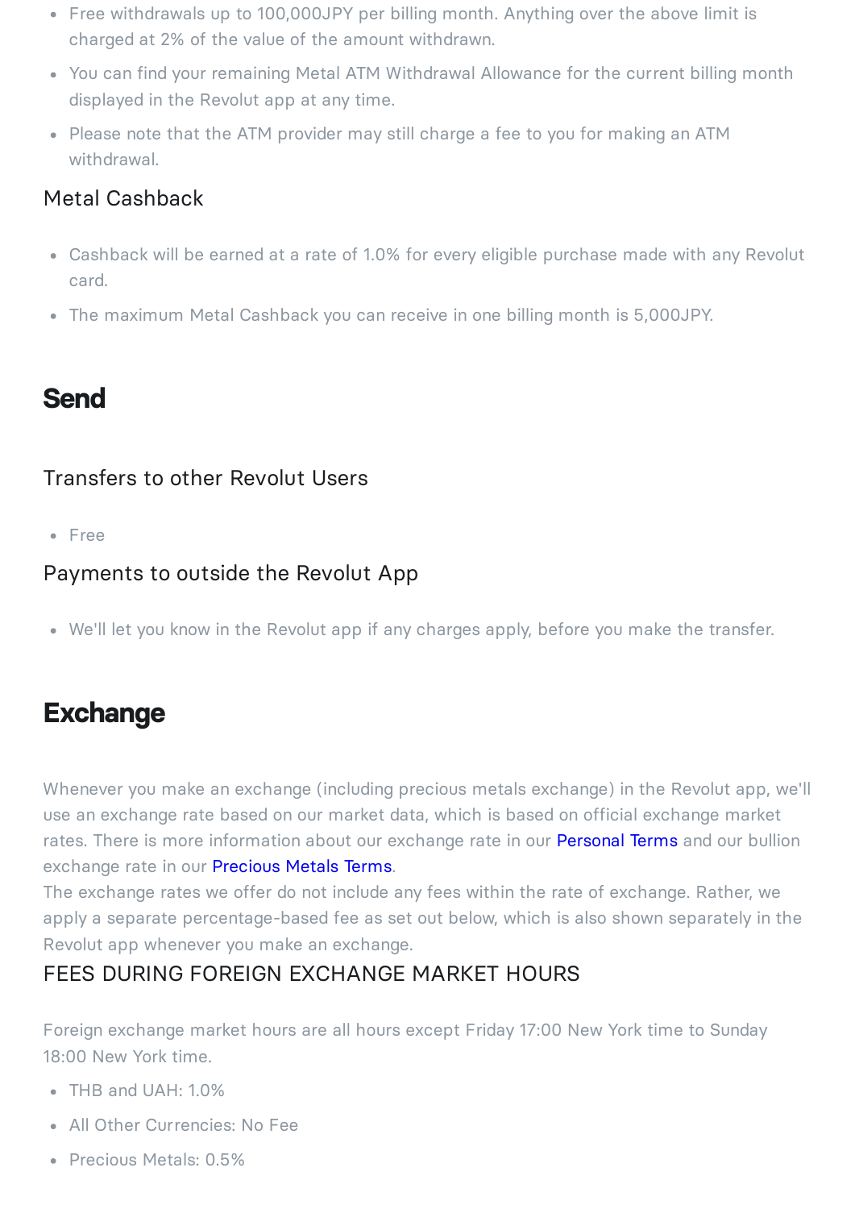- Free withdrawals up to 100,000JPY per billing month. Anything over the above limit is charged at 2% of the value of the amount withdrawn.
- You can find your remaining Metal ATM Withdrawal Allowance for the current billing month displayed in the Revolut app at any time.
- Please note that the ATM provider may still charge a fee to you for making an ATM withdrawal.

### Metal Cashback

- Cashback will be earned at a rate of 1.0% for every eligible purchase made with any Revolut card.
- The maximum Metal Cashback you can receive in one billing month is 5,000JPY.

## Send

### Transfers to other Revolut Users

- Free

### Payments to outside the Revolut App

- We'll let you know in the Revolut app if any charges apply, before you make the transfer.

## Exchange

Whenever you make an exchange (including precious metals exchange) in the Revolut app, we'll use an exchange rate based on our market data, which is based on official exchange market rates. There is more information about our exchange rate in our Personal Terms and our bullion exchange rate in our Precious Metals Terms.
The exchange rates we offer do not include any fees within the rate of exchange. Rather, we apply a separate percentage-based fee as set out below, which is also shown separately in the Revolut app whenever you make an exchange.

### FEES DURING FOREIGN EXCHANGE MARKET HOURS

Foreign exchange market hours are all hours except Friday 17:00 New York time to Sunday 18:00 New York time.

- THB and UAH: 1.0%
- All Other Currencies: No Fee
- Precious Metals: 0.5%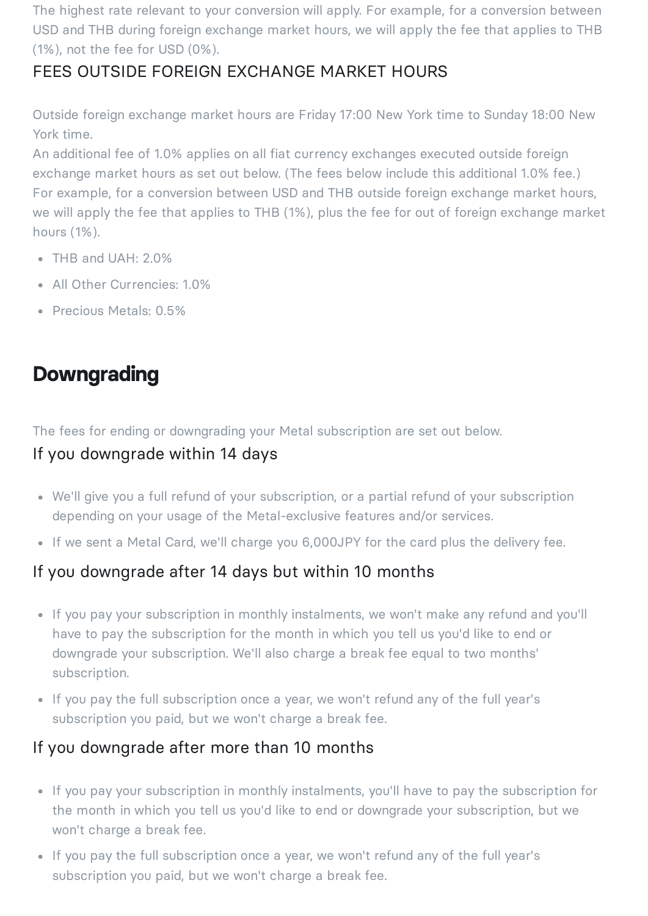The highest rate relevant to your conversion will apply. For example, for a conversion between USD and THB during foreign exchange market hours, we will apply the fee that applies to THB (1%), not the fee for USD (0%).

### FEES OUTSIDE FOREIGN EXCHANGE MARKET HOURS

Outside foreign exchange market hours are Friday 17:00 New York time to Sunday 18:00 New York time.
An additional fee of 1.0% applies on all fiat currency exchanges executed outside foreign exchange market hours as set out below. (The fees below include this additional 1.0% fee.)
For example, for a conversion between USD and THB outside foreign exchange market hours, we will apply the fee that applies to THB (1%), plus the fee for out of foreign exchange market hours (1%).

- THB and UAH: 2.0%
- All Other Currencies: 1.0%
- Precious Metals: 0.5%

## Downgrading

The fees for ending or downgrading your Metal subscription are set out below.

### If you downgrade within 14 days

- We'll give you a full refund of your subscription, or a partial refund of your subscription depending on your usage of the Metal-exclusive features and/or services.
- If we sent a Metal Card, we'll charge you 6,000JPY for the card plus the delivery fee.

### If you downgrade after 14 days but within 10 months

- If you pay your subscription in monthly instalments, we won't make any refund and you'll have to pay the subscription for the month in which you tell us you'd like to end or downgrade your subscription. We'll also charge a break fee equal to two months' subscription.
- If you pay the full subscription once a year, we won't refund any of the full year's subscription you paid, but we won't charge a break fee.

### If you downgrade after more than 10 months

- If you pay your subscription in monthly instalments, you'll have to pay the subscription for the month in which you tell us you'd like to end or downgrade your subscription, but we won't charge a break fee.
- If you pay the full subscription once a year, we won't refund any of the full year's subscription you paid, but we won't charge a break fee.